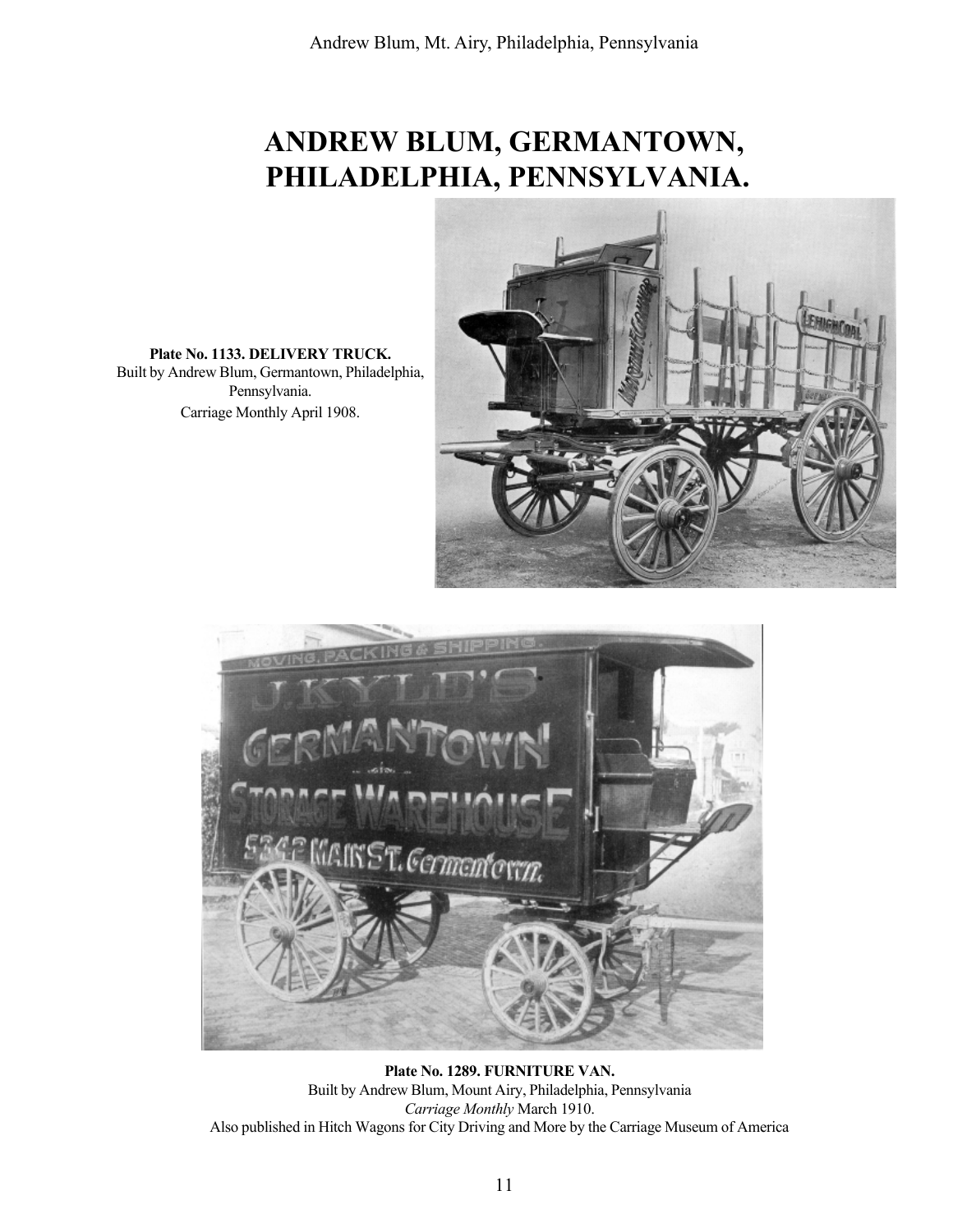# ANDREW BLUM, GERMANTOWN, PHILADELPHIA, PENNSYLVANIA.

**Plate No. 1133. DELIVERY TRUCK.**
Built by Andrew Blum, Germantown, Philadelphia, Pennsylvania.
Carriage Monthly April 1908.

**Plate No. 1289. FURNITURE VAN.**
Built by Andrew Blum, Mount Airy, Philadelphia, Pennsylvania
*Carriage Monthly* March 1910.
Also published in Hitch Wagons for City Driving and More by the Carriage Museum of America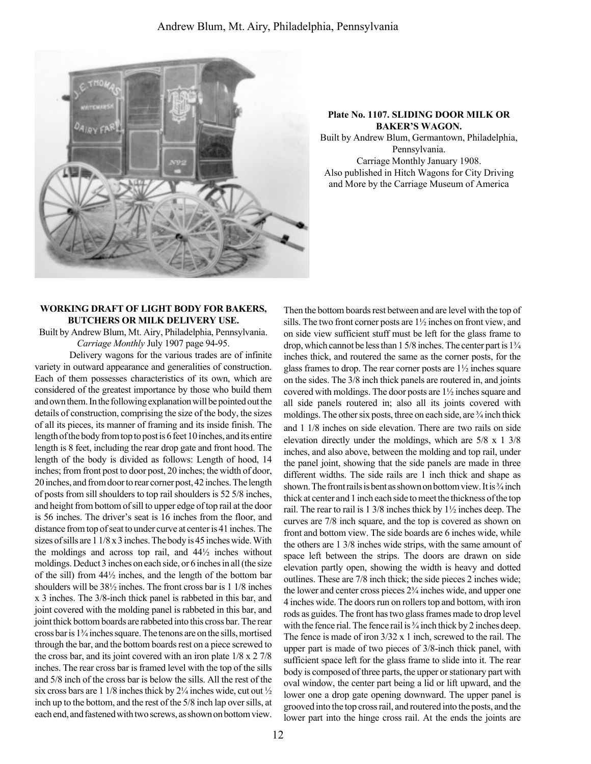**Plate No. 1107. SLIDING DOOR MILK OR BAKER'S WAGON.**
Built by Andrew Blum, Germantown, Philadelphia, Pennsylvania.
Carriage Monthly January 1908.
Also published in Hitch Wagons for City Driving and More by the Carriage Museum of America

**WORKING DRAFT OF LIGHT BODY FOR BAKERS, BUTCHERS OR MILK DELIVERY USE.**

Built by Andrew Blum, Mt. Airy, Philadelphia, Pennsylvania.
*Carriage Monthly* July 1907 page 94-95.

Delivery wagons for the various trades are of infinite variety in outward appearance and generalities of construction. Each of them possesses characteristics of its own, which are considered of the greatest importance by those who build them and own them. In the following explanation will be pointed out the details of construction, comprising the size of the body, the sizes of all its pieces, its manner of framing and its inside finish. The length of the body from top to post is 6 feet 10 inches, and its entire length is 8 feet, including the rear drop gate and front hood. The length of the body is divided as follows: Length of hood, 14 inches; from front post to door post, 20 inches; the width of door, 20 inches, and from door to rear corner post, 42 inches. The length of posts from sill shoulders to top rail shoulders is 52 5/8 inches, and height from bottom of sill to upper edge of top rail at the door is 56 inches. The driver's seat is 16 inches from the floor, and distance from top of seat to under curve at center is 41 inches. The sizes of sills are 1 1/8 x 3 inches. The body is 45 inches wide. With the moldings and across top rail, and 44½ inches without moldings. Deduct 3 inches on each side, or 6 inches in all (the size of the sill) from 44½ inches, and the length of the bottom bar shoulders will be 38½ inches. The front cross bar is 1 1/8 inches x 3 inches. The 3/8-inch thick panel is rabbeted in this bar, and joint covered with the molding panel is rabbeted in this bar, and joint thick bottom boards are rabbeted into this cross bar. The rear cross bar is 1¾ inches square. The tenons are on the sills, mortised through the bar, and the bottom boards rest on a piece screwed to the cross bar, and its joint covered with an iron plate 1/8 x 2 7/8 inches. The rear cross bar is framed level with the top of the sills and 5/8 inch of the cross bar is below the sills. All the rest of the six cross bars are 1 1/8 inches thick by 2¼ inches wide, cut out ½ inch up to the bottom, and the rest of the 5/8 inch lap over sills, at each end, and fastened with two screws, as shown on bottom view. Then the bottom boards rest between and are level with the top of sills. The two front corner posts are 1½ inches on front view, and on side view sufficient stuff must be left for the glass frame to drop, which cannot be less than 1 5/8 inches. The center part is 1¾ inches thick, and routered the same as the corner posts, for the glass frames to drop. The rear corner posts are 1½ inches square on the sides. The 3/8 inch thick panels are routered in, and joints covered with moldings. The door posts are 1½ inches square and all side panels routered in; also all its joints covered with moldings. The other six posts, three on each side, are ¾ inch thick and 1 1/8 inches on side elevation. There are two rails on side elevation directly under the moldings, which are 5/8 x 1 3/8 inches, and also above, between the molding and top rail, under the panel joint, showing that the side panels are made in three different widths. The side rails are 1 inch thick and shape as shown. The front rails is bent as shown on bottom view. It is ¾ inch thick at center and 1 inch each side to meet the thickness of the top rail. The rear to rail is 1 3/8 inches thick by 1½ inches deep. The curves are 7/8 inch square, and the top is covered as shown on front and bottom view. The side boards are 6 inches wide, while the others are 1 3/8 inches wide strips, with the same amount of space left between the strips. The doors are drawn on side elevation partly open, showing the width is heavy and dotted outlines. These are 7/8 inch thick; the side pieces 2 inches wide; the lower and center cross pieces 2¾ inches wide, and upper one 4 inches wide. The doors run on rollers top and bottom, with iron rods as guides. The front has two glass frames made to drop level with the fence rail. The fence rail is ¾ inch thick by 2 inches deep. The fence is made of iron 3/32 x 1 inch, screwed to the rail. The upper part is made of two pieces of 3/8-inch thick panel, with sufficient space left for the glass frame to slide into it. The rear body is composed of three parts, the upper or stationary part with oval window, the center part being a lid or lift upward, and the lower one a drop gate opening downward. The upper panel is grooved into the top cross rail, and routered into the posts, and the lower part into the hinge cross rail. At the ends the joints are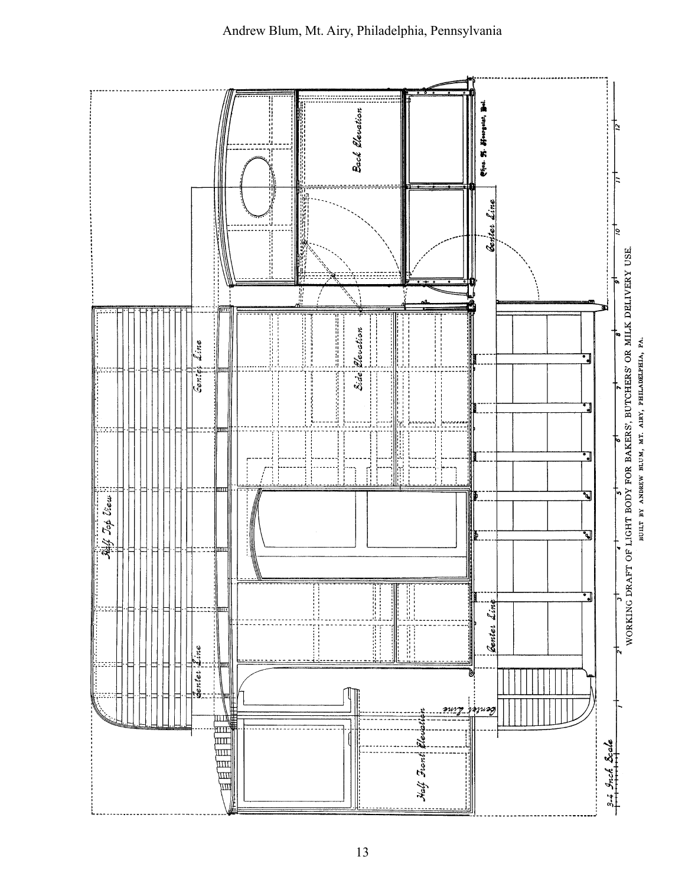WORKING DRAFT OF LIGHT BODY FOR BAKERS', BUTCHERS' OR MILK DELIVERY USE.

BUILT BY ANDREW BLUM, MT. AIRY, PHILADELPHIA, PA.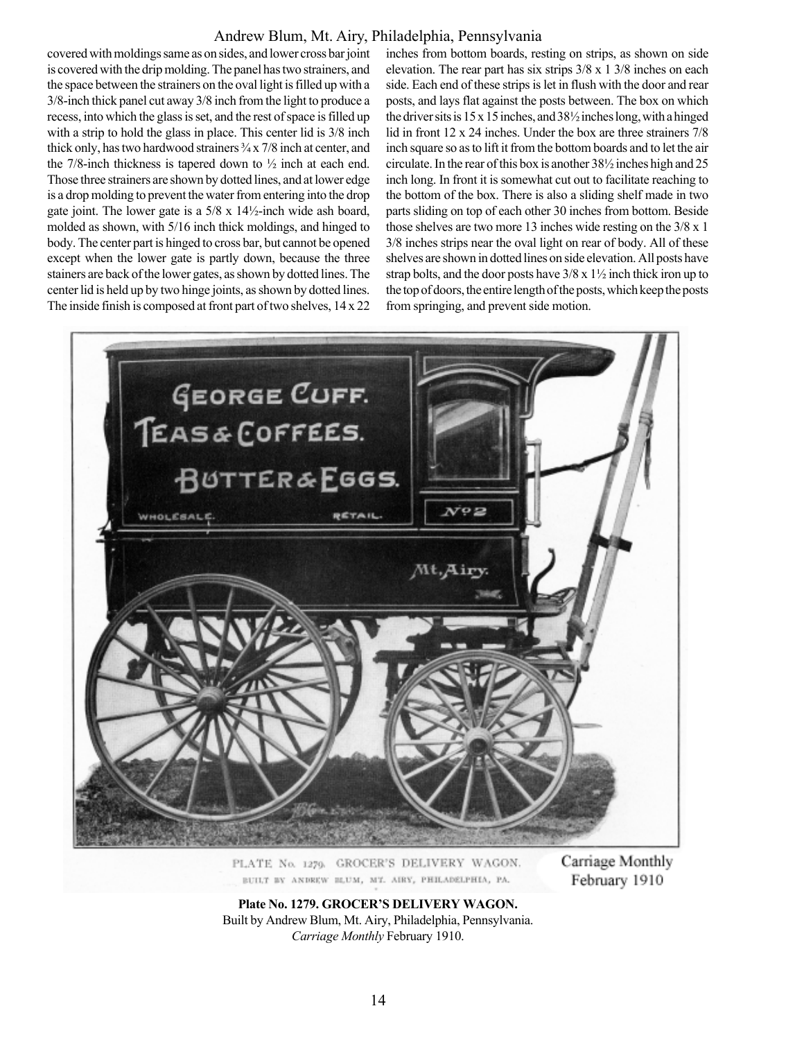covered with moldings same as on sides, and lower cross bar joint is covered with the drip molding. The panel has two strainers, and the space between the strainers on the oval light is filled up with a 3/8-inch thick panel cut away 3/8 inch from the light to produce a recess, into which the glass is set, and the rest of space is filled up with a strip to hold the glass in place. This center lid is 3/8 inch thick only, has two hardwood strainers ¾ x 7/8 inch at center, and the 7/8-inch thickness is tapered down to ½ inch at each end. Those three strainers are shown by dotted lines, and at lower edge is a drop molding to prevent the water from entering into the drop gate joint. The lower gate is a 5/8 x 14½-inch wide ash board, molded as shown, with 5/16 inch thick moldings, and hinged to body. The center part is hinged to cross bar, but cannot be opened except when the lower gate is partly down, because the three stainers are back of the lower gates, as shown by dotted lines. The center lid is held up by two hinge joints, as shown by dotted lines. The inside finish is composed at front part of two shelves, 14 x 22 inches from bottom boards, resting on strips, as shown on side elevation. The rear part has six strips 3/8 x 1 3/8 inches on each side. Each end of these strips is let in flush with the door and rear posts, and lays flat against the posts between. The box on which the driver sits is 15 x 15 inches, and 38½ inches long, with a hinged lid in front 12 x 24 inches. Under the box are three strainers 7/8 inch square so as to lift it from the bottom boards and to let the air circulate. In the rear of this box is another 38½ inches high and 25 inch long. In front it is somewhat cut out to facilitate reaching to the bottom of the box. There is also a sliding shelf made in two parts sliding on top of each other 30 inches from bottom. Beside those shelves are two more 13 inches wide resting on the 3/8 x 1 3/8 inches strips near the oval light on rear of body. All of these shelves are shown in dotted lines on side elevation. All posts have strap bolts, and the door posts have 3/8 x 1½ inch thick iron up to the top of doors, the entire length of the posts, which keep the posts from springing, and prevent side motion.

PLATE No. 1279. GROCER'S DELIVERY WAGON. BUILT BY ANDREW BLUM, MT. AIRY, PHILADELPHIA, PA. Carriage Monthly February 1910

**Plate No. 1279. GROCER'S DELIVERY WAGON.**
Built by Andrew Blum, Mt. Airy, Philadelphia, Pennsylvania.
*Carriage Monthly* February 1910.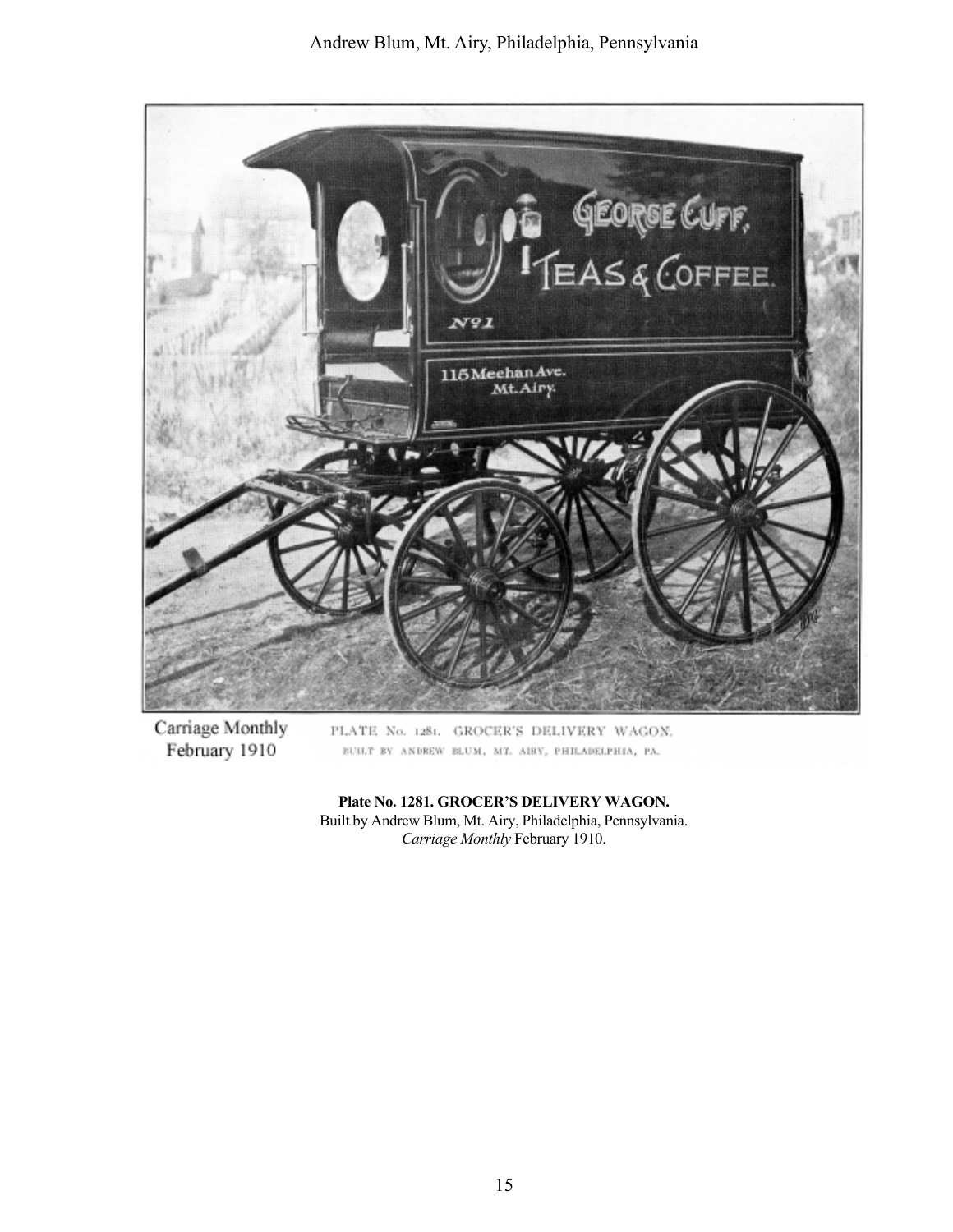**Plate No. 1281. GROCER'S DELIVERY WAGON.**
Built by Andrew Blum, Mt. Airy, Philadelphia, Pennsylvania.
*Carriage Monthly* February 1910.